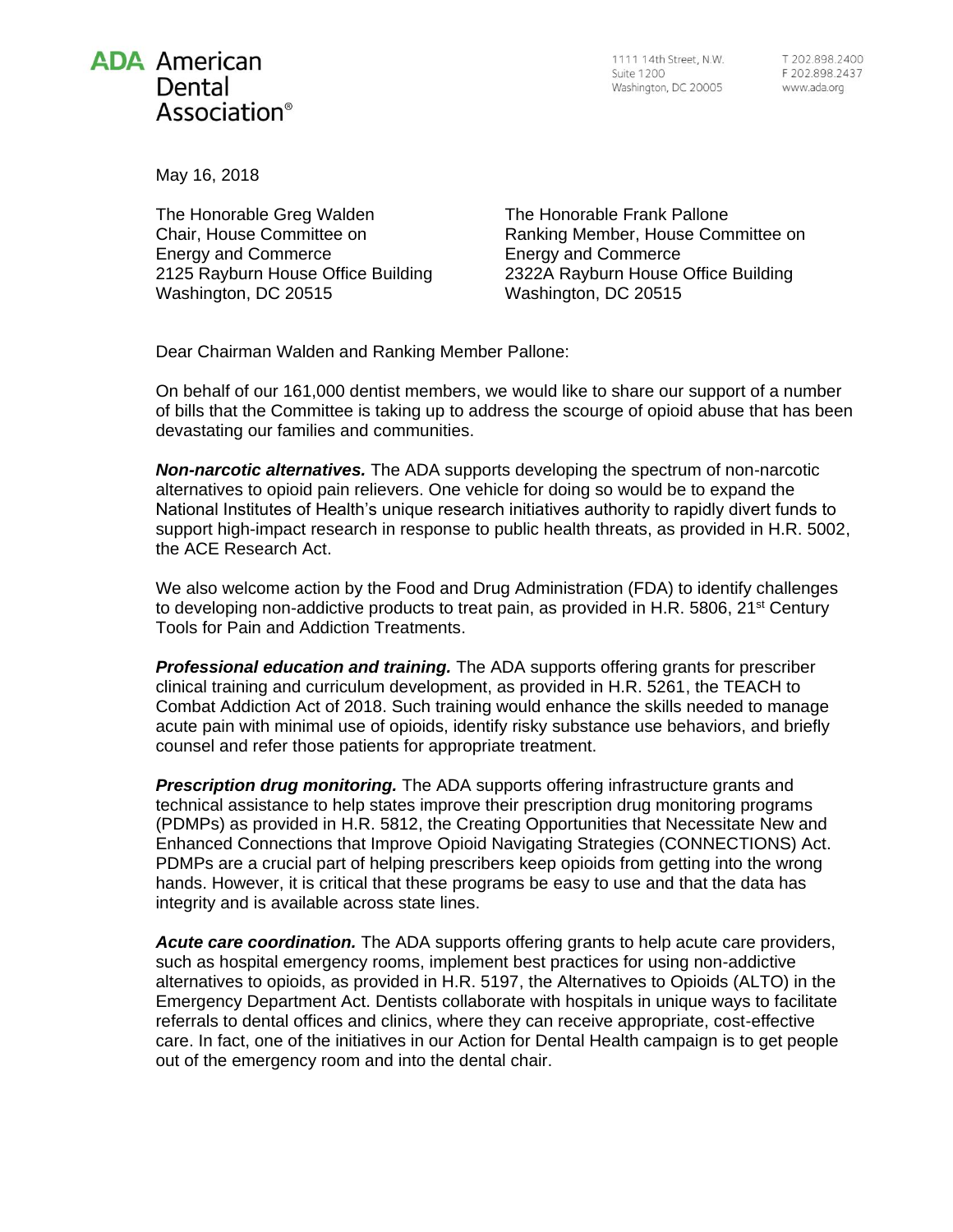**ADA** American Dental Association®

1111 14th Street, N.W.
Suite 1200
Washington, DC 20005

T 202.898.2400
F 202.898.2437
www.ada.org

May 16, 2018

The Honorable Greg Walden
Chair, House Committee on
Energy and Commerce
2125 Rayburn House Office Building
Washington, DC 20515

The Honorable Frank Pallone
Ranking Member, House Committee on
Energy and Commerce
2322A Rayburn House Office Building
Washington, DC 20515

Dear Chairman Walden and Ranking Member Pallone:

On behalf of our 161,000 dentist members, we would like to share our support of a number of bills that the Committee is taking up to address the scourge of opioid abuse that has been devastating our families and communities.

***Non-narcotic alternatives.*** The ADA supports developing the spectrum of non-narcotic alternatives to opioid pain relievers. One vehicle for doing so would be to expand the National Institutes of Health's unique research initiatives authority to rapidly divert funds to support high-impact research in response to public health threats, as provided in H.R. 5002, the ACE Research Act.

We also welcome action by the Food and Drug Administration (FDA) to identify challenges to developing non-addictive products to treat pain, as provided in H.R. 5806, 21st Century Tools for Pain and Addiction Treatments.

***Professional education and training.*** The ADA supports offering grants for prescriber clinical training and curriculum development, as provided in H.R. 5261, the TEACH to Combat Addiction Act of 2018. Such training would enhance the skills needed to manage acute pain with minimal use of opioids, identify risky substance use behaviors, and briefly counsel and refer those patients for appropriate treatment.

***Prescription drug monitoring.*** The ADA supports offering infrastructure grants and technical assistance to help states improve their prescription drug monitoring programs (PDMPs) as provided in H.R. 5812, the Creating Opportunities that Necessitate New and Enhanced Connections that Improve Opioid Navigating Strategies (CONNECTIONS) Act. PDMPs are a crucial part of helping prescribers keep opioids from getting into the wrong hands. However, it is critical that these programs be easy to use and that the data has integrity and is available across state lines.

***Acute care coordination.*** The ADA supports offering grants to help acute care providers, such as hospital emergency rooms, implement best practices for using non-addictive alternatives to opioids, as provided in H.R. 5197, the Alternatives to Opioids (ALTO) in the Emergency Department Act. Dentists collaborate with hospitals in unique ways to facilitate referrals to dental offices and clinics, where they can receive appropriate, cost-effective care. In fact, one of the initiatives in our Action for Dental Health campaign is to get people out of the emergency room and into the dental chair.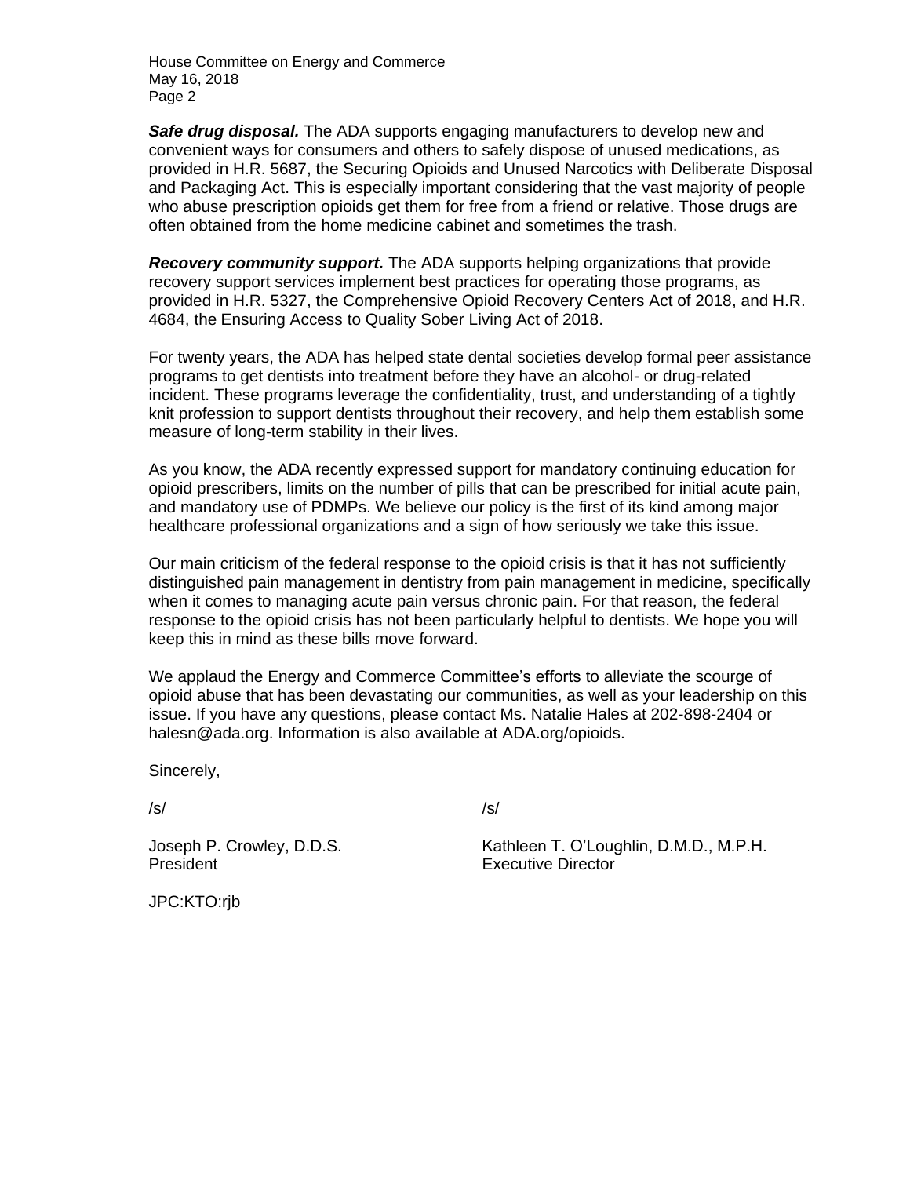***Safe drug disposal.*** The ADA supports engaging manufacturers to develop new and convenient ways for consumers and others to safely dispose of unused medications, as provided in H.R. 5687, the Securing Opioids and Unused Narcotics with Deliberate Disposal and Packaging Act. This is especially important considering that the vast majority of people who abuse prescription opioids get them for free from a friend or relative. Those drugs are often obtained from the home medicine cabinet and sometimes the trash.

***Recovery community support.*** The ADA supports helping organizations that provide recovery support services implement best practices for operating those programs, as provided in H.R. 5327, the Comprehensive Opioid Recovery Centers Act of 2018, and H.R. 4684, the Ensuring Access to Quality Sober Living Act of 2018.

For twenty years, the ADA has helped state dental societies develop formal peer assistance programs to get dentists into treatment before they have an alcohol- or drug-related incident. These programs leverage the confidentiality, trust, and understanding of a tightly knit profession to support dentists throughout their recovery, and help them establish some measure of long-term stability in their lives.

As you know, the ADA recently expressed support for mandatory continuing education for opioid prescribers, limits on the number of pills that can be prescribed for initial acute pain, and mandatory use of PDMPs. We believe our policy is the first of its kind among major healthcare professional organizations and a sign of how seriously we take this issue.

Our main criticism of the federal response to the opioid crisis is that it has not sufficiently distinguished pain management in dentistry from pain management in medicine, specifically when it comes to managing acute pain versus chronic pain. For that reason, the federal response to the opioid crisis has not been particularly helpful to dentists. We hope you will keep this in mind as these bills move forward.

We applaud the Energy and Commerce Committee's efforts to alleviate the scourge of opioid abuse that has been devastating our communities, as well as your leadership on this issue. If you have any questions, please contact Ms. Natalie Hales at 202-898-2404 or halesn@ada.org. Information is also available at ADA.org/opioids.

Sincerely,

/s/

Joseph P. Crowley, D.D.S.
President

/s/

Kathleen T. O'Loughlin, D.M.D., M.P.H.
Executive Director

JPC:KTO:rjb